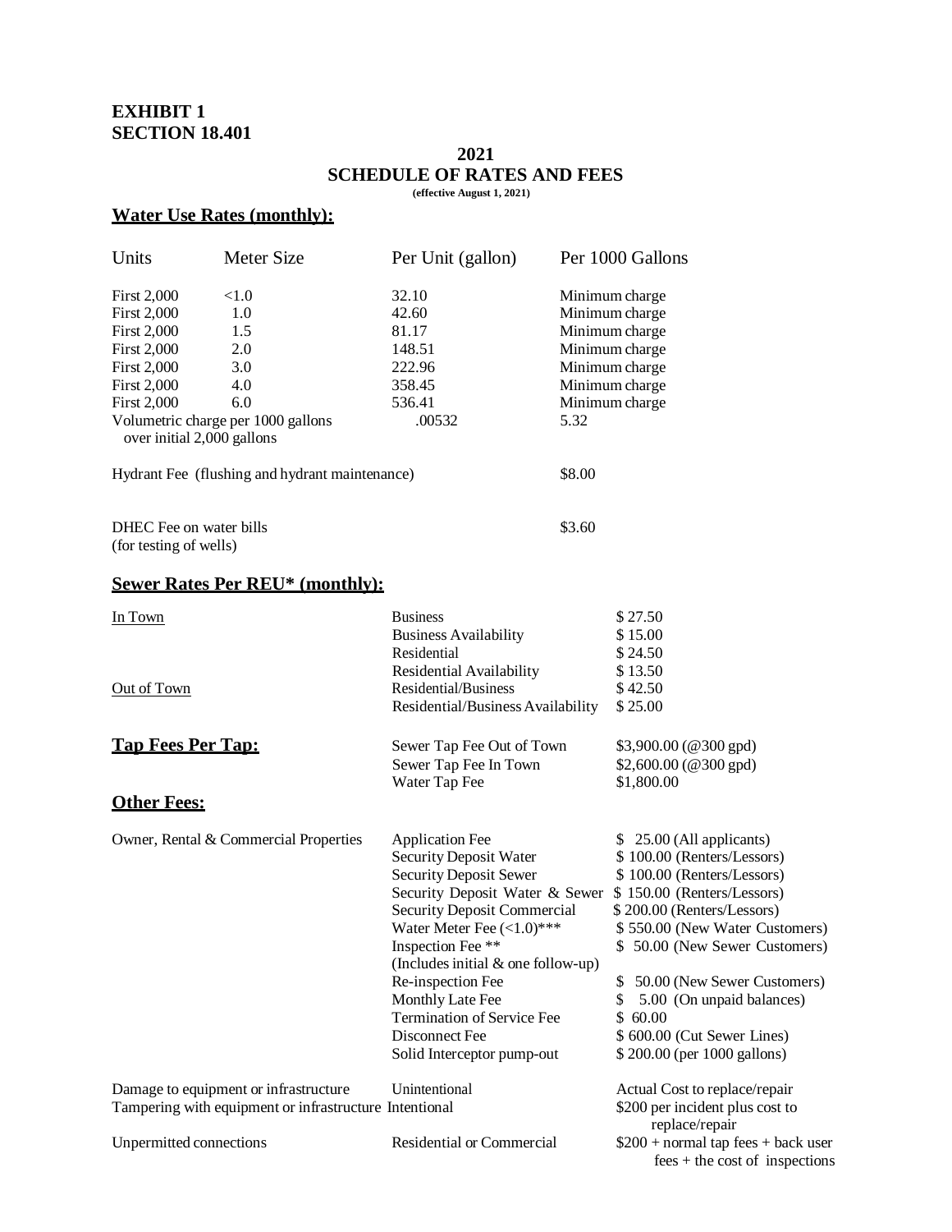# EXHIBIT 1
# SECTION 18.401

## 2021
## SCHEDULE OF RATES AND FEES

**(effective August 1, 2021)**

## Water Use Rates (monthly):

| Units | Meter Size | Per Unit (gallon) | Per 1000 Gallons |
|---|---|---|---|
| First 2,000 | <1.0 | 32.10 | Minimum charge |
| First 2,000 | 1.0 | 42.60 | Minimum charge |
| First 2,000 | 1.5 | 81.17 | Minimum charge |
| First 2,000 | 2.0 | 148.51 | Minimum charge |
| First 2,000 | 3.0 | 222.96 | Minimum charge |
| First 2,000 | 4.0 | 358.45 | Minimum charge |
| First 2,000 | 6.0 | 536.41 | Minimum charge |
| Volumetric charge per 1000 gallons over initial 2,000 gallons | | .00532 | 5.32 |

Hydrant Fee (flushing and hydrant maintenance) $8.00

DHEC Fee on water bills (for testing of wells) $3.60

## Sewer Rates Per REU* (monthly):

| | | |
|---|---|---|
| In Town | Business | $ 27.50 |
| | Business Availability | $ 15.00 |
| | Residential | $ 24.50 |
| | Residential Availability | $ 13.50 |
| Out of Town | Residential/Business | $ 42.50 |
| | Residential/Business Availability | $ 25.00 |

## Tap Fees Per Tap:

| | |
|---|---|
| Sewer Tap Fee Out of Town | $3,900.00 (@300 gpd) |
| Sewer Tap Fee In Town | $2,600.00 (@300 gpd) |
| Water Tap Fee | $1,800.00 |

## Other Fees:

| | | |
|---|---|---|
| Owner, Rental & Commercial Properties | Application Fee | $ 25.00 (All applicants) |
| | Security Deposit Water | $ 100.00 (Renters/Lessors) |
| | Security Deposit Sewer | $ 100.00 (Renters/Lessors) |
| | Security Deposit Water & Sewer | $ 150.00 (Renters/Lessors) |
| | Security Deposit Commercial | $ 200.00 (Renters/Lessors) |
| | Water Meter Fee (<1.0)*** | $ 550.00 (New Water Customers) |
| | Inspection Fee ** (Includes initial & one follow-up) | $ 50.00 (New Sewer Customers) |
| | Re-inspection Fee | $ 50.00 (New Sewer Customers) |
| | Monthly Late Fee | $ 5.00 (On unpaid balances) |
| | Termination of Service Fee | $ 60.00 |
| | Disconnect Fee | $ 600.00 (Cut Sewer Lines) |
| | Solid Interceptor pump-out | $ 200.00 (per 1000 gallons) |
| Damage to equipment or infrastructure | Unintentional | Actual Cost to replace/repair |
| Tampering with equipment or infrastructure | Intentional | $200 per incident plus cost to replace/repair |
| Unpermitted connections | Residential or Commercial | $200 + normal tap fees + back user fees + the cost of inspections |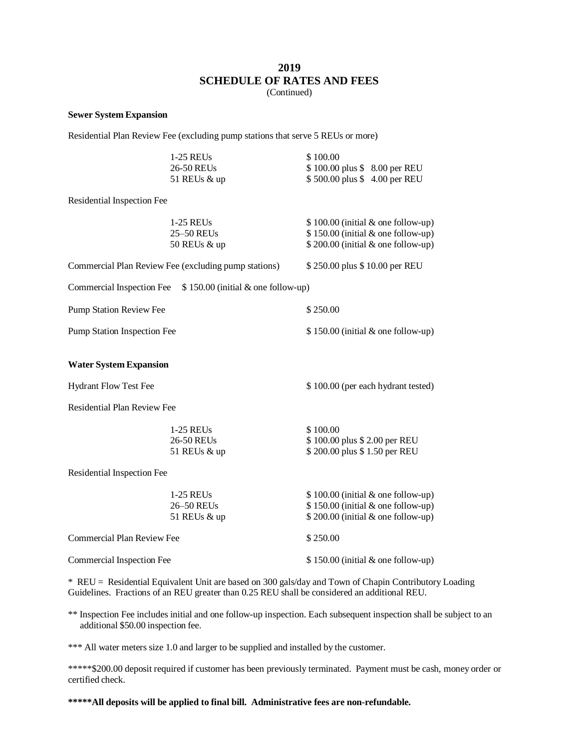# 2019
# SCHEDULE OF RATES AND FEES

(Continued)

**Sewer System Expansion**

Residential Plan Review Fee (excluding pump stations that serve 5 REUs or more)

| | |
|---|---|
| 1-25 REUs | $ 100.00 |
| 26-50 REUs | $ 100.00 plus $ 8.00 per REU |
| 51 REUs & up | $ 500.00 plus $ 4.00 per REU |

Residential Inspection Fee

| | |
|---|---|
| 1-25 REUs | $ 100.00 (initial & one follow-up) |
| 25–50 REUs | $ 150.00 (initial & one follow-up) |
| 50 REUs & up | $ 200.00 (initial & one follow-up) |

Commercial Plan Review Fee (excluding pump stations) $ 250.00 plus $ 10.00 per REU

Commercial Inspection Fee $ 150.00 (initial & one follow-up)

Pump Station Review Fee $ 250.00

Pump Station Inspection Fee $ 150.00 (initial & one follow-up)

**Water System Expansion**

Hydrant Flow Test Fee $ 100.00 (per each hydrant tested)

Residential Plan Review Fee

| | |
|---|---|
| 1-25 REUs | $ 100.00 |
| 26-50 REUs | $ 100.00 plus $ 2.00 per REU |
| 51 REUs & up | $ 200.00 plus $ 1.50 per REU |

Residential Inspection Fee

| | |
|---|---|
| 1-25 REUs | $ 100.00 (initial & one follow-up) |
| 26–50 REUs | $ 150.00 (initial & one follow-up) |
| 51 REUs & up | $ 200.00 (initial & one follow-up) |

Commercial Plan Review Fee $ 250.00

Commercial Inspection Fee $ 150.00 (initial & one follow-up)

\* REU = Residential Equivalent Unit are based on 300 gals/day and Town of Chapin Contributory Loading Guidelines. Fractions of an REU greater than 0.25 REU shall be considered an additional REU.

** Inspection Fee includes initial and one follow-up inspection. Each subsequent inspection shall be subject to an additional $50.00 inspection fee.

*** All water meters size 1.0 and larger to be supplied and installed by the customer.

*****$200.00 deposit required if customer has been previously terminated. Payment must be cash, money order or certified check.

**\*\*\*\*\*All deposits will be applied to final bill. Administrative fees are non-refundable.**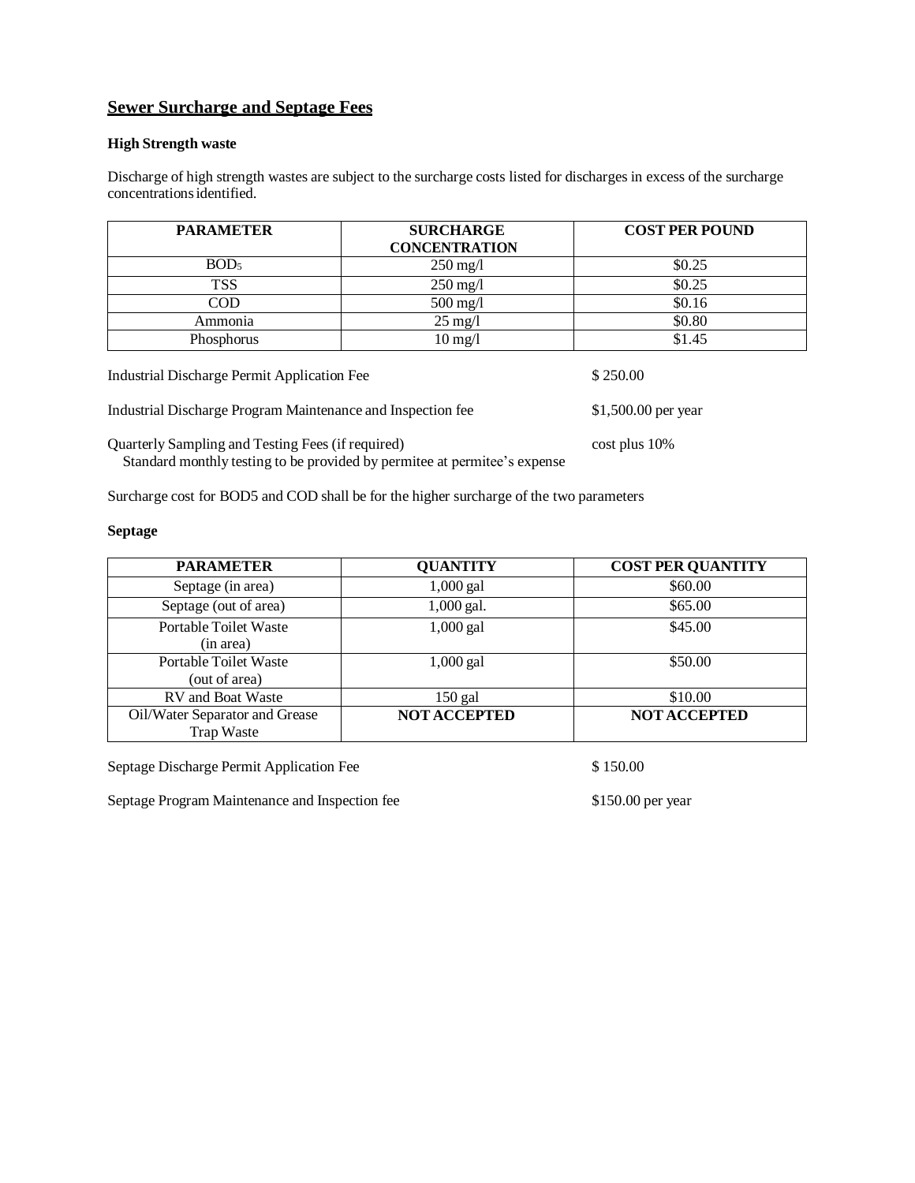## Sewer Surcharge and Septage Fees

### High Strength waste

Discharge of high strength wastes are subject to the surcharge costs listed for discharges in excess of the surcharge concentrations identified.

| PARAMETER | SURCHARGE CONCENTRATION | COST PER POUND |
|---|---|---|
| $BOD_5$ | 250 mg/l | $0.25 |
| TSS | 250 mg/l | $0.25 |
| COD | 500 mg/l | $0.16 |
| Ammonia | 25 mg/l | $0.80 |
| Phosphorus | 10 mg/l | $1.45 |

Industrial Discharge Permit Application Fee — $ 250.00

Industrial Discharge Program Maintenance and Inspection fee — $1,500.00 per year

Quarterly Sampling and Testing Fees (if required) — cost plus 10%
 Standard monthly testing to be provided by permitee at permitee's expense

Surcharge cost for BOD5 and COD shall be for the higher surcharge of the two parameters

### Septage

| PARAMETER | QUANTITY | COST PER QUANTITY |
|---|---|---|
| Septage (in area) | 1,000 gal | $60.00 |
| Septage (out of area) | 1,000 gal. | $65.00 |
| Portable Toilet Waste (in area) | 1,000 gal | $45.00 |
| Portable Toilet Waste (out of area) | 1,000 gal | $50.00 |
| RV and Boat Waste | 150 gal | $10.00 |
| Oil/Water Separator and Grease Trap Waste | **NOT ACCEPTED** | **NOT ACCEPTED** |

Septage Discharge Permit Application Fee — $ 150.00

Septage Program Maintenance and Inspection fee — $150.00 per year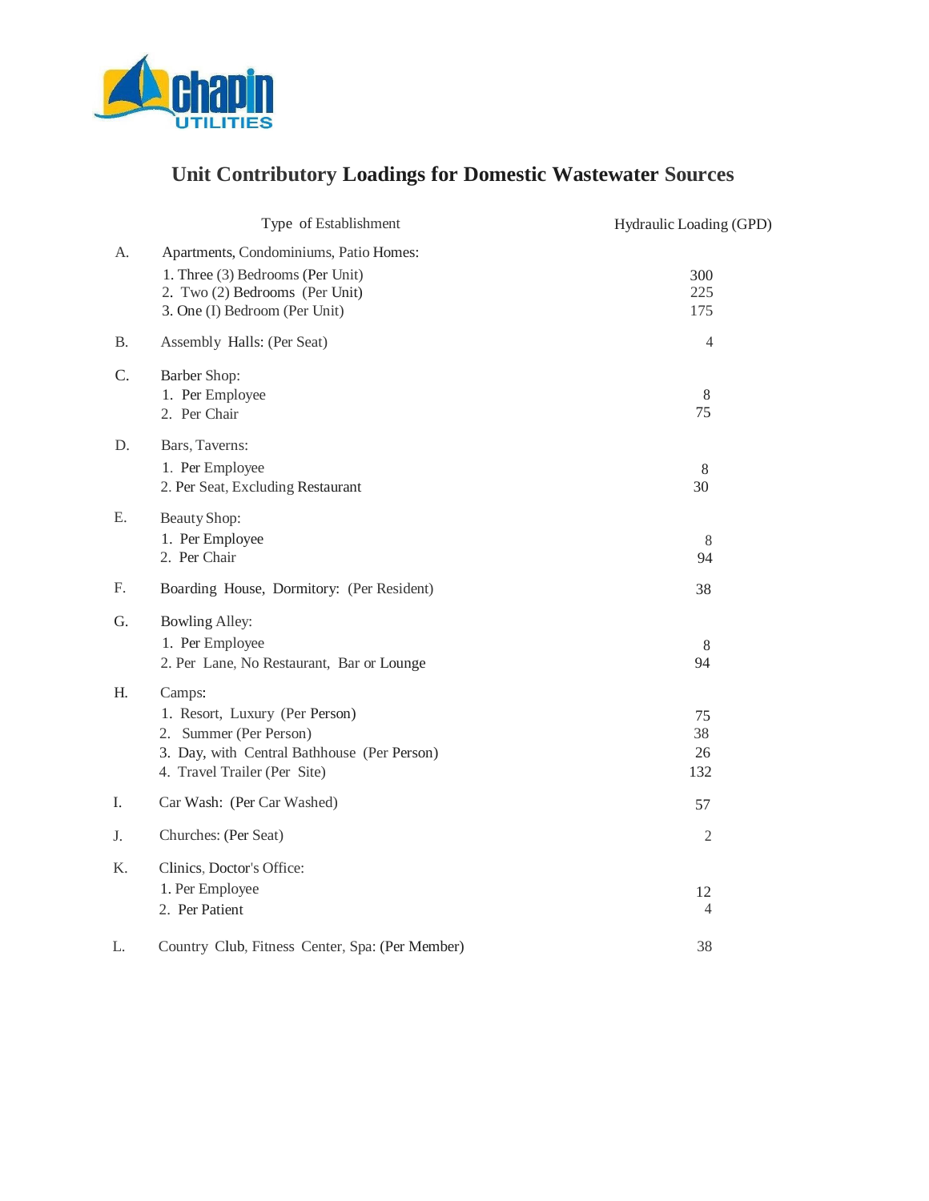# Unit Contributory Loadings for Domestic Wastewater Sources

| | Type of Establishment | Hydraulic Loading (GPD) |
|---|---|---|
| A. | Apartments, Condominiums, Patio Homes: | |
| | 1. Three (3) Bedrooms (Per Unit) | 300 |
| | 2. Two (2) Bedrooms (Per Unit) | 225 |
| | 3. One (I) Bedroom (Per Unit) | 175 |
| B. | Assembly Halls: (Per Seat) | 4 |
| C. | Barber Shop: | |
| | 1. Per Employee | 8 |
| | 2. Per Chair | 75 |
| D. | Bars, Taverns: | |
| | 1. Per Employee | 8 |
| | 2. Per Seat, Excluding Restaurant | 30 |
| E. | Beauty Shop: | |
| | 1. Per Employee | 8 |
| | 2. Per Chair | 94 |
| F. | Boarding House, Dormitory: (Per Resident) | 38 |
| G. | Bowling Alley: | |
| | 1. Per Employee | 8 |
| | 2. Per Lane, No Restaurant, Bar or Lounge | 94 |
| H. | Camps: | |
| | 1. Resort, Luxury (Per Person) | 75 |
| | 2. Summer (Per Person) | 38 |
| | 3. Day, with Central Bathhouse (Per Person) | 26 |
| | 4. Travel Trailer (Per Site) | 132 |
| I. | Car Wash: (Per Car Washed) | 57 |
| J. | Churches: (Per Seat) | 2 |
| K. | Clinics, Doctor's Office: | |
| | 1. Per Employee | 12 |
| | 2. Per Patient | 4 |
| L. | Country Club, Fitness Center, Spa: (Per Member) | 38 |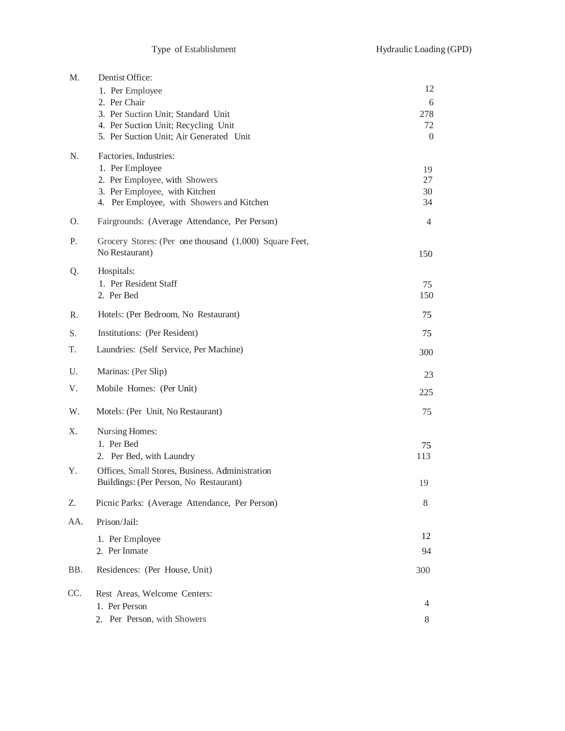| | Type of Establishment | Hydraulic Loading (GPD) |
|---|---|---|
| M. | Dentist Office: | |
| | 1. Per Employee | 12 |
| | 2. Per Chair | 6 |
| | 3. Per Suction Unit; Standard Unit | 278 |
| | 4. Per Suction Unit; Recycling Unit | 72 |
| | 5. Per Suction Unit; Air Generated Unit | 0 |
| N. | Factories, Industries: | |
| | 1. Per Employee | 19 |
| | 2. Per Employee, with Showers | 27 |
| | 3. Per Employee, with Kitchen | 30 |
| | 4. Per Employee, with Showers and Kitchen | 34 |
| O. | Fairgrounds: (Average Attendance, Per Person) | 4 |
| P. | Grocery Stores: (Per one thousand (1,000) Square Feet, No Restaurant) | 150 |
| Q. | Hospitals: | |
| | 1. Per Resident Staff | 75 |
| | 2. Per Bed | 150 |
| R. | Hotels: (Per Bedroom, No Restaurant) | 75 |
| S. | Institutions: (Per Resident) | 75 |
| T. | Laundries: (Self Service, Per Machine) | 300 |
| U. | Marinas: (Per Slip) | 23 |
| V. | Mobile Homes: (Per Unit) | 225 |
| W. | Motels: (Per Unit, No Restaurant) | 75 |
| X. | Nursing Homes: | |
| | 1. Per Bed | 75 |
| | 2. Per Bed, with Laundry | 113 |
| Y. | Offices, Small Stores, Business, Administration Buildings: (Per Person, No Restaurant) | 19 |
| Z. | Picnic Parks: (Average Attendance, Per Person) | 8 |
| AA. | Prison/Jail: | |
| | 1. Per Employee | 12 |
| | 2. Per Inmate | 94 |
| BB. | Residences: (Per House, Unit) | 300 |
| CC. | Rest Areas, Welcome Centers: | |
| | 1. Per Person | 4 |
| | 2. Per Person, with Showers | 8 |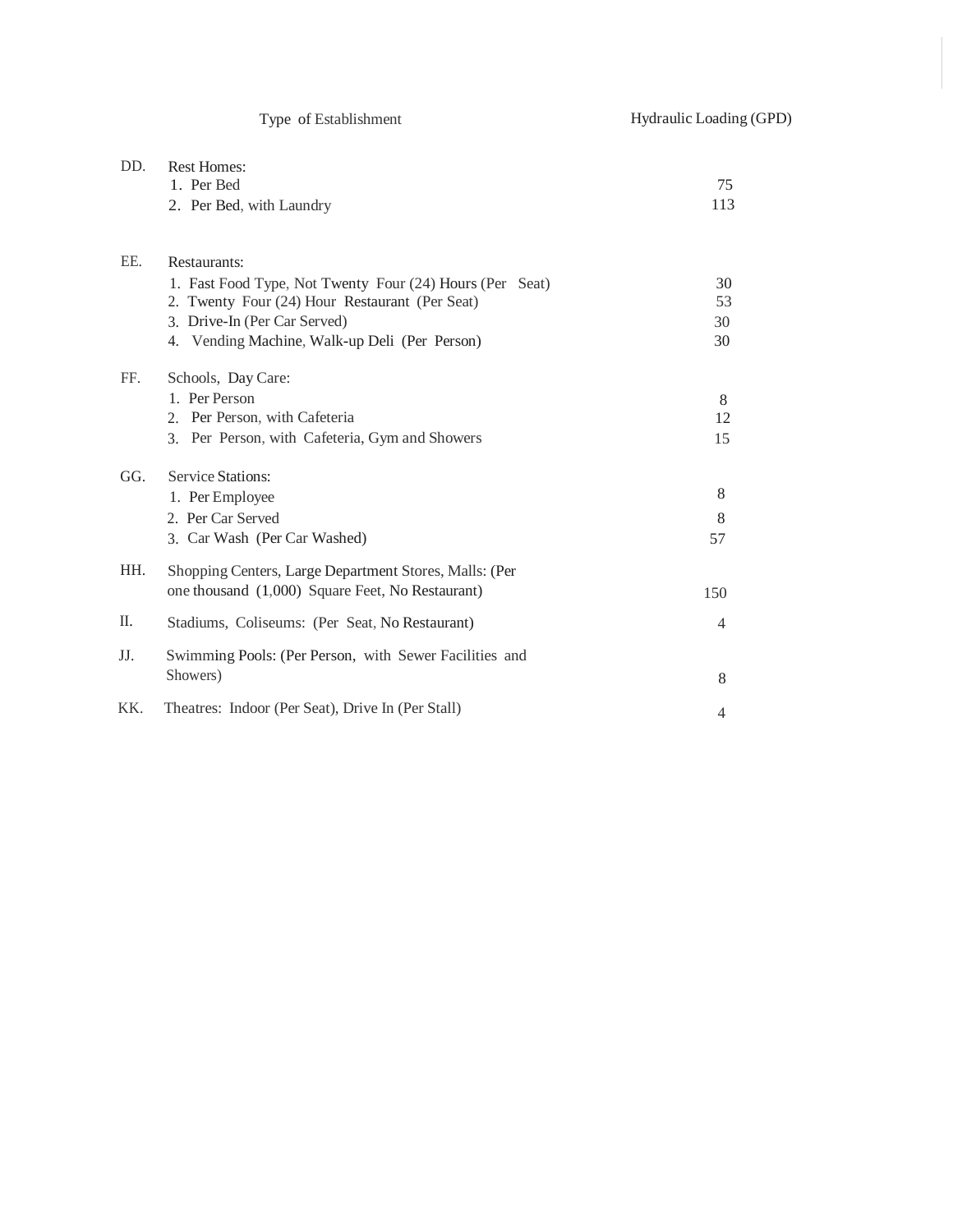| | Type of Establishment | Hydraulic Loading (GPD) |
|---|---|---|
| DD. | Rest Homes: | |
| | 1. Per Bed | 75 |
| | 2. Per Bed, with Laundry | 113 |
| EE. | Restaurants: | |
| | 1. Fast Food Type, Not Twenty Four (24) Hours (Per Seat) | 30 |
| | 2. Twenty Four (24) Hour Restaurant (Per Seat) | 53 |
| | 3. Drive-In (Per Car Served) | 30 |
| | 4. Vending Machine, Walk-up Deli (Per Person) | 30 |
| FF. | Schools, Day Care: | |
| | 1. Per Person | 8 |
| | 2. Per Person, with Cafeteria | 12 |
| | 3. Per Person, with Cafeteria, Gym and Showers | 15 |
| GG. | Service Stations: | |
| | 1. Per Employee | 8 |
| | 2. Per Car Served | 8 |
| | 3. Car Wash (Per Car Washed) | 57 |
| HH. | Shopping Centers, Large Department Stores, Malls: (Per one thousand (1,000) Square Feet, No Restaurant) | 150 |
| II. | Stadiums, Coliseums: (Per Seat, No Restaurant) | 4 |
| JJ. | Swimming Pools: (Per Person, with Sewer Facilities and Showers) | 8 |
| KK. | Theatres: Indoor (Per Seat), Drive In (Per Stall) | 4 |